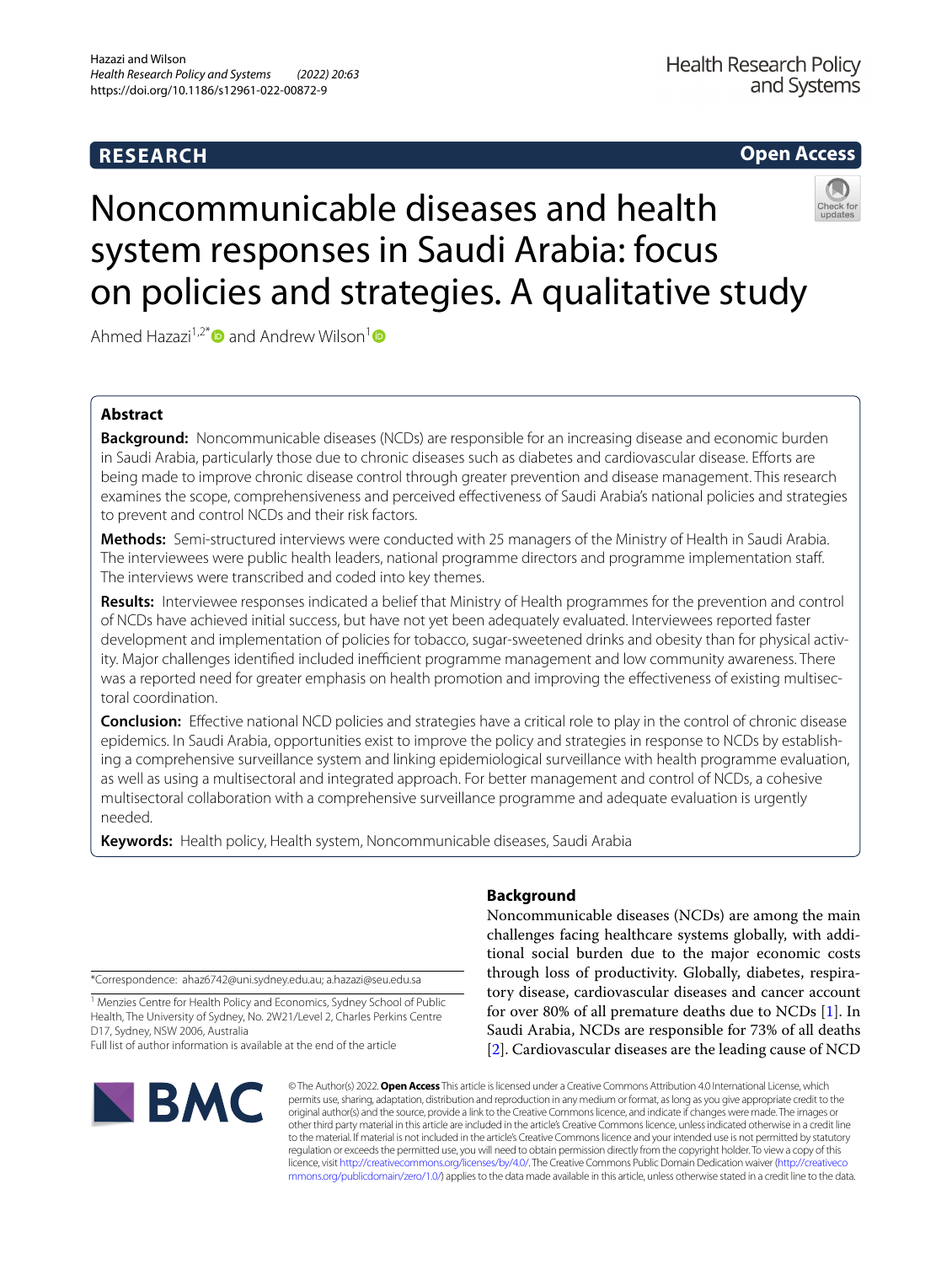RESEARCH

Open Access

# Noncommunicable diseases and health system responses in Saudi Arabia: focus on policies and strategies. A qualitative study

Ahmed Hazazi[1,2*] and Andrew Wilson[1]

## Abstract

**Background:** Noncommunicable diseases (NCDs) are responsible for an increasing disease and economic burden in Saudi Arabia, particularly those due to chronic diseases such as diabetes and cardiovascular disease. Efforts are being made to improve chronic disease control through greater prevention and disease management. This research examines the scope, comprehensiveness and perceived effectiveness of Saudi Arabia's national policies and strategies to prevent and control NCDs and their risk factors.

**Methods:** Semi-structured interviews were conducted with 25 managers of the Ministry of Health in Saudi Arabia. The interviewees were public health leaders, national programme directors and programme implementation staff. The interviews were transcribed and coded into key themes.

**Results:** Interviewee responses indicated a belief that Ministry of Health programmes for the prevention and control of NCDs have achieved initial success, but have not yet been adequately evaluated. Interviewees reported faster development and implementation of policies for tobacco, sugar-sweetened drinks and obesity than for physical activity. Major challenges identified included inefficient programme management and low community awareness. There was a reported need for greater emphasis on health promotion and improving the effectiveness of existing multisectoral coordination.

**Conclusion:** Effective national NCD policies and strategies have a critical role to play in the control of chronic disease epidemics. In Saudi Arabia, opportunities exist to improve the policy and strategies in response to NCDs by establishing a comprehensive surveillance system and linking epidemiological surveillance with health programme evaluation, as well as using a multisectoral and integrated approach. For better management and control of NCDs, a cohesive multisectoral collaboration with a comprehensive surveillance programme and adequate evaluation is urgently needed.

**Keywords:** Health policy, Health system, Noncommunicable diseases, Saudi Arabia

## Background

Noncommunicable diseases (NCDs) are among the main challenges facing healthcare systems globally, with additional social burden due to the major economic costs through loss of productivity. Globally, diabetes, respiratory disease, cardiovascular diseases and cancer account for over 80% of all premature deaths due to NCDs [1]. In Saudi Arabia, NCDs are responsible for 73% of all deaths [2]. Cardiovascular diseases are the leading cause of NCD

*Correspondence: ahaz6742@uni.sydney.edu.au; a.hazazi@seu.edu.sa

[1] Menzies Centre for Health Policy and Economics, Sydney School of Public Health, The University of Sydney, No. 2W21/Level 2, Charles Perkins Centre D17, Sydney, NSW 2006, Australia

Full list of author information is available at the end of the article

© The Author(s) 2022. **Open Access** This article is licensed under a Creative Commons Attribution 4.0 International License, which permits use, sharing, adaptation, distribution and reproduction in any medium or format, as long as you give appropriate credit to the original author(s) and the source, provide a link to the Creative Commons licence, and indicate if changes were made. The images or other third party material in this article are included in the article's Creative Commons licence, unless indicated otherwise in a credit line to the material. If material is not included in the article's Creative Commons licence and your intended use is not permitted by statutory regulation or exceeds the permitted use, you will need to obtain permission directly from the copyright holder. To view a copy of this licence, visit http://creativecommons.org/licenses/by/4.0/. The Creative Commons Public Domain Dedication waiver (http://creativecommons.org/publicdomain/zero/1.0/) applies to the data made available in this article, unless otherwise stated in a credit line to the data.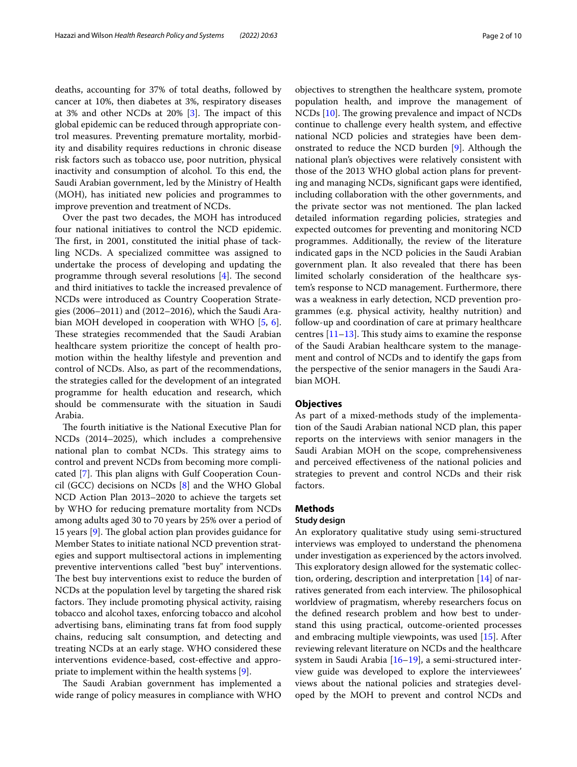deaths, accounting for 37% of total deaths, followed by cancer at 10%, then diabetes at 3%, respiratory diseases at 3% and other NCDs at 20% [3]. The impact of this global epidemic can be reduced through appropriate control measures. Preventing premature mortality, morbidity and disability requires reductions in chronic disease risk factors such as tobacco use, poor nutrition, physical inactivity and consumption of alcohol. To this end, the Saudi Arabian government, led by the Ministry of Health (MOH), has initiated new policies and programmes to improve prevention and treatment of NCDs.

Over the past two decades, the MOH has introduced four national initiatives to control the NCD epidemic. The first, in 2001, constituted the initial phase of tackling NCDs. A specialized committee was assigned to undertake the process of developing and updating the programme through several resolutions [4]. The second and third initiatives to tackle the increased prevalence of NCDs were introduced as Country Cooperation Strategies (2006–2011) and (2012–2016), which the Saudi Arabian MOH developed in cooperation with WHO [5, 6]. These strategies recommended that the Saudi Arabian healthcare system prioritize the concept of health promotion within the healthy lifestyle and prevention and control of NCDs. Also, as part of the recommendations, the strategies called for the development of an integrated programme for health education and research, which should be commensurate with the situation in Saudi Arabia.

The fourth initiative is the National Executive Plan for NCDs (2014–2025), which includes a comprehensive national plan to combat NCDs. This strategy aims to control and prevent NCDs from becoming more complicated [7]. This plan aligns with Gulf Cooperation Council (GCC) decisions on NCDs [8] and the WHO Global NCD Action Plan 2013–2020 to achieve the targets set by WHO for reducing premature mortality from NCDs among adults aged 30 to 70 years by 25% over a period of 15 years [9]. The global action plan provides guidance for Member States to initiate national NCD prevention strategies and support multisectoral actions in implementing preventive interventions called "best buy" interventions. The best buy interventions exist to reduce the burden of NCDs at the population level by targeting the shared risk factors. They include promoting physical activity, raising tobacco and alcohol taxes, enforcing tobacco and alcohol advertising bans, eliminating trans fat from food supply chains, reducing salt consumption, and detecting and treating NCDs at an early stage. WHO considered these interventions evidence-based, cost-effective and appropriate to implement within the health systems [9].

The Saudi Arabian government has implemented a wide range of policy measures in compliance with WHO objectives to strengthen the healthcare system, promote population health, and improve the management of NCDs [10]. The growing prevalence and impact of NCDs continue to challenge every health system, and effective national NCD policies and strategies have been demonstrated to reduce the NCD burden [9]. Although the national plan's objectives were relatively consistent with those of the 2013 WHO global action plans for preventing and managing NCDs, significant gaps were identified, including collaboration with the other governments, and the private sector was not mentioned. The plan lacked detailed information regarding policies, strategies and expected outcomes for preventing and monitoring NCD programmes. Additionally, the review of the literature indicated gaps in the NCD policies in the Saudi Arabian government plan. It also revealed that there has been limited scholarly consideration of the healthcare system's response to NCD management. Furthermore, there was a weakness in early detection, NCD prevention programmes (e.g. physical activity, healthy nutrition) and follow-up and coordination of care at primary healthcare centres [11–13]. This study aims to examine the response of the Saudi Arabian healthcare system to the management and control of NCDs and to identify the gaps from the perspective of the senior managers in the Saudi Arabian MOH.

## Objectives

As part of a mixed-methods study of the implementation of the Saudi Arabian national NCD plan, this paper reports on the interviews with senior managers in the Saudi Arabian MOH on the scope, comprehensiveness and perceived effectiveness of the national policies and strategies to prevent and control NCDs and their risk factors.

## Methods

### Study design

An exploratory qualitative study using semi-structured interviews was employed to understand the phenomena under investigation as experienced by the actors involved. This exploratory design allowed for the systematic collection, ordering, description and interpretation [14] of narratives generated from each interview. The philosophical worldview of pragmatism, whereby researchers focus on the defined research problem and how best to understand this using practical, outcome-oriented processes and embracing multiple viewpoints, was used [15]. After reviewing relevant literature on NCDs and the healthcare system in Saudi Arabia [16–19], a semi-structured interview guide was developed to explore the interviewees' views about the national policies and strategies developed by the MOH to prevent and control NCDs and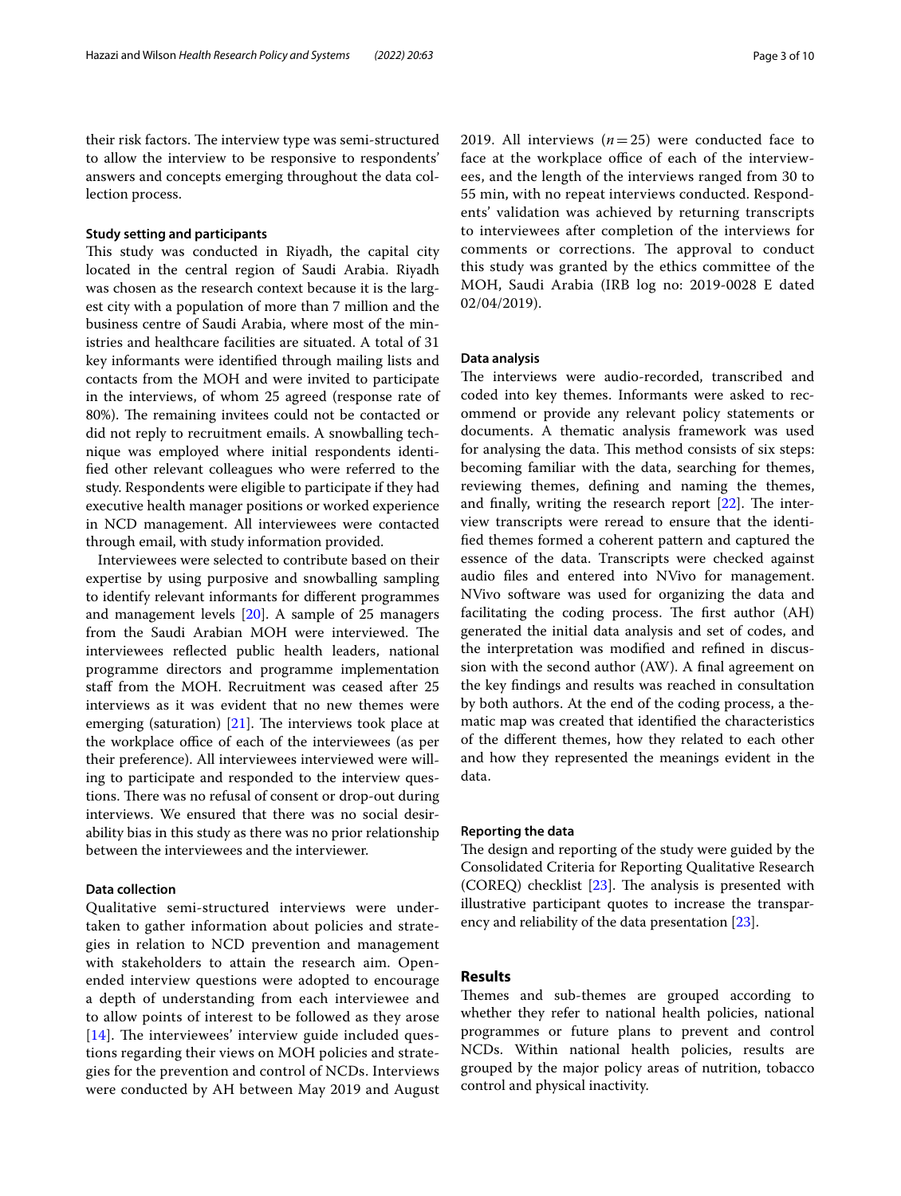their risk factors. The interview type was semi-structured to allow the interview to be responsive to respondents' answers and concepts emerging throughout the data collection process.

### Study setting and participants

This study was conducted in Riyadh, the capital city located in the central region of Saudi Arabia. Riyadh was chosen as the research context because it is the largest city with a population of more than 7 million and the business centre of Saudi Arabia, where most of the ministries and healthcare facilities are situated. A total of 31 key informants were identified through mailing lists and contacts from the MOH and were invited to participate in the interviews, of whom 25 agreed (response rate of 80%). The remaining invitees could not be contacted or did not reply to recruitment emails. A snowballing technique was employed where initial respondents identified other relevant colleagues who were referred to the study. Respondents were eligible to participate if they had executive health manager positions or worked experience in NCD management. All interviewees were contacted through email, with study information provided.

Interviewees were selected to contribute based on their expertise by using purposive and snowballing sampling to identify relevant informants for different programmes and management levels [20]. A sample of 25 managers from the Saudi Arabian MOH were interviewed. The interviewees reflected public health leaders, national programme directors and programme implementation staff from the MOH. Recruitment was ceased after 25 interviews as it was evident that no new themes were emerging (saturation) [21]. The interviews took place at the workplace office of each of the interviewees (as per their preference). All interviewees interviewed were willing to participate and responded to the interview questions. There was no refusal of consent or drop-out during interviews. We ensured that there was no social desirability bias in this study as there was no prior relationship between the interviewees and the interviewer.

### Data collection

Qualitative semi-structured interviews were undertaken to gather information about policies and strategies in relation to NCD prevention and management with stakeholders to attain the research aim. Open-ended interview questions were adopted to encourage a depth of understanding from each interviewee and to allow points of interest to be followed as they arose [14]. The interviewees' interview guide included questions regarding their views on MOH policies and strategies for the prevention and control of NCDs. Interviews were conducted by AH between May 2019 and August 2019. All interviews ($n = 25$) were conducted face to face at the workplace office of each of the interviewees, and the length of the interviews ranged from 30 to 55 min, with no repeat interviews conducted. Respondents' validation was achieved by returning transcripts to interviewees after completion of the interviews for comments or corrections. The approval to conduct this study was granted by the ethics committee of the MOH, Saudi Arabia (IRB log no: 2019-0028 E dated 02/04/2019).

### Data analysis

The interviews were audio-recorded, transcribed and coded into key themes. Informants were asked to recommend or provide any relevant policy statements or documents. A thematic analysis framework was used for analysing the data. This method consists of six steps: becoming familiar with the data, searching for themes, reviewing themes, defining and naming the themes, and finally, writing the research report [22]. The interview transcripts were reread to ensure that the identified themes formed a coherent pattern and captured the essence of the data. Transcripts were checked against audio files and entered into NVivo for management. NVivo software was used for organizing the data and facilitating the coding process. The first author (AH) generated the initial data analysis and set of codes, and the interpretation was modified and refined in discussion with the second author (AW). A final agreement on the key findings and results was reached in consultation by both authors. At the end of the coding process, a thematic map was created that identified the characteristics of the different themes, how they related to each other and how they represented the meanings evident in the data.

### Reporting the data

The design and reporting of the study were guided by the Consolidated Criteria for Reporting Qualitative Research (COREQ) checklist [23]. The analysis is presented with illustrative participant quotes to increase the transparency and reliability of the data presentation [23].

## Results

Themes and sub-themes are grouped according to whether they refer to national health policies, national programmes or future plans to prevent and control NCDs. Within national health policies, results are grouped by the major policy areas of nutrition, tobacco control and physical inactivity.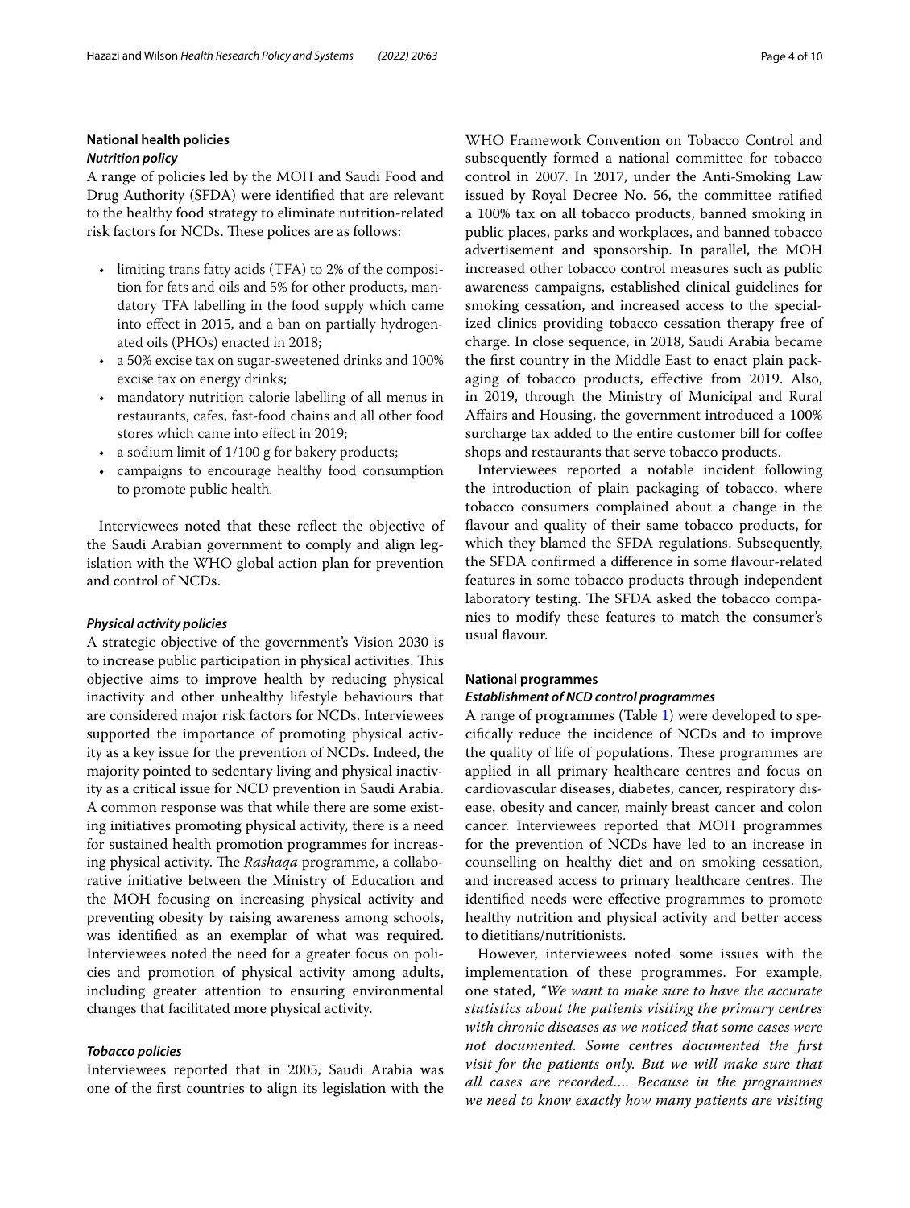## National health policies

### *Nutrition policy*

A range of policies led by the MOH and Saudi Food and Drug Authority (SFDA) were identified that are relevant to the healthy food strategy to eliminate nutrition-related risk factors for NCDs. These polices are as follows:

- limiting trans fatty acids (TFA) to 2% of the composition for fats and oils and 5% for other products, mandatory TFA labelling in the food supply which came into effect in 2015, and a ban on partially hydrogenated oils (PHOs) enacted in 2018;
- a 50% excise tax on sugar-sweetened drinks and 100% excise tax on energy drinks;
- mandatory nutrition calorie labelling of all menus in restaurants, cafes, fast-food chains and all other food stores which came into effect in 2019;
- a sodium limit of 1/100 g for bakery products;
- campaigns to encourage healthy food consumption to promote public health.

Interviewees noted that these reflect the objective of the Saudi Arabian government to comply and align legislation with the WHO global action plan for prevention and control of NCDs.

### *Physical activity policies*

A strategic objective of the government's Vision 2030 is to increase public participation in physical activities. This objective aims to improve health by reducing physical inactivity and other unhealthy lifestyle behaviours that are considered major risk factors for NCDs. Interviewees supported the importance of promoting physical activity as a key issue for the prevention of NCDs. Indeed, the majority pointed to sedentary living and physical inactivity as a critical issue for NCD prevention in Saudi Arabia. A common response was that while there are some existing initiatives promoting physical activity, there is a need for sustained health promotion programmes for increasing physical activity. The *Rashaqa* programme, a collaborative initiative between the Ministry of Education and the MOH focusing on increasing physical activity and preventing obesity by raising awareness among schools, was identified as an exemplar of what was required. Interviewees noted the need for a greater focus on policies and promotion of physical activity among adults, including greater attention to ensuring environmental changes that facilitated more physical activity.

### *Tobacco policies*

Interviewees reported that in 2005, Saudi Arabia was one of the first countries to align its legislation with the WHO Framework Convention on Tobacco Control and subsequently formed a national committee for tobacco control in 2007. In 2017, under the Anti-Smoking Law issued by Royal Decree No. 56, the committee ratified a 100% tax on all tobacco products, banned smoking in public places, parks and workplaces, and banned tobacco advertisement and sponsorship. In parallel, the MOH increased other tobacco control measures such as public awareness campaigns, established clinical guidelines for smoking cessation, and increased access to the specialized clinics providing tobacco cessation therapy free of charge. In close sequence, in 2018, Saudi Arabia became the first country in the Middle East to enact plain packaging of tobacco products, effective from 2019. Also, in 2019, through the Ministry of Municipal and Rural Affairs and Housing, the government introduced a 100% surcharge tax added to the entire customer bill for coffee shops and restaurants that serve tobacco products.

Interviewees reported a notable incident following the introduction of plain packaging of tobacco, where tobacco consumers complained about a change in the flavour and quality of their same tobacco products, for which they blamed the SFDA regulations. Subsequently, the SFDA confirmed a difference in some flavour-related features in some tobacco products through independent laboratory testing. The SFDA asked the tobacco companies to modify these features to match the consumer's usual flavour.

## National programmes

### *Establishment of NCD control programmes*

A range of programmes (Table 1) were developed to specifically reduce the incidence of NCDs and to improve the quality of life of populations. These programmes are applied in all primary healthcare centres and focus on cardiovascular diseases, diabetes, cancer, respiratory disease, obesity and cancer, mainly breast cancer and colon cancer. Interviewees reported that MOH programmes for the prevention of NCDs have led to an increase in counselling on healthy diet and on smoking cessation, and increased access to primary healthcare centres. The identified needs were effective programmes to promote healthy nutrition and physical activity and better access to dietitians/nutritionists.

However, interviewees noted some issues with the implementation of these programmes. For example, one stated, "*We want to make sure to have the accurate statistics about the patients visiting the primary centres with chronic diseases as we noticed that some cases were not documented. Some centres documented the first visit for the patients only. But we will make sure that all cases are recorded…. Because in the programmes we need to know exactly how many patients are visiting*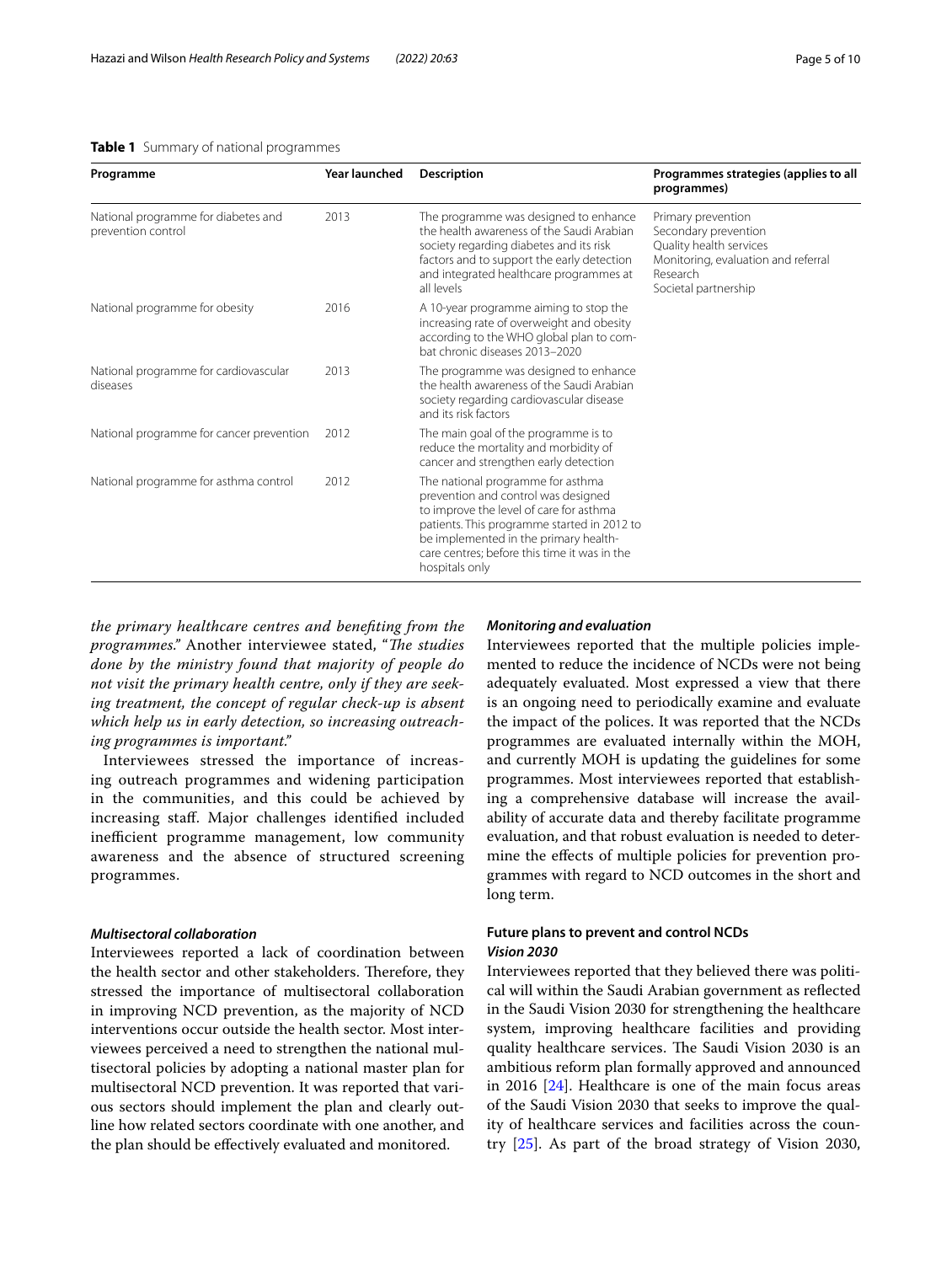**Table 1** Summary of national programmes

| Programme | Year launched | Description | Programmes strategies (applies to all programmes) |
|---|---|---|---|
| National programme for diabetes and prevention control | 2013 | The programme was designed to enhance the health awareness of the Saudi Arabian society regarding diabetes and its risk factors and to support the early detection and integrated healthcare programmes at all levels | Primary prevention<br>Secondary prevention<br>Quality health services<br>Monitoring, evaluation and referral<br>Research<br>Societal partnership |
| National programme for obesity | 2016 | A 10-year programme aiming to stop the increasing rate of overweight and obesity according to the WHO global plan to combat chronic diseases 2013–2020 | |
| National programme for cardiovascular diseases | 2013 | The programme was designed to enhance the health awareness of the Saudi Arabian society regarding cardiovascular disease and its risk factors | |
| National programme for cancer prevention | 2012 | The main goal of the programme is to reduce the mortality and morbidity of cancer and strengthen early detection | |
| National programme for asthma control | 2012 | The national programme for asthma prevention and control was designed to improve the level of care for asthma patients. This programme started in 2012 to be implemented in the primary healthcare centres; before this time it was in the hospitals only | |

*the primary healthcare centres and benefiting from the programmes."* Another interviewee stated, "*The studies done by the ministry found that majority of people do not visit the primary health centre, only if they are seeking treatment, the concept of regular check-up is absent which help us in early detection, so increasing outreaching programmes is important.*"

Interviewees stressed the importance of increasing outreach programmes and widening participation in the communities, and this could be achieved by increasing staff. Major challenges identified included inefficient programme management, low community awareness and the absence of structured screening programmes.

#### *Multisectoral collaboration*

Interviewees reported a lack of coordination between the health sector and other stakeholders. Therefore, they stressed the importance of multisectoral collaboration in improving NCD prevention, as the majority of NCD interventions occur outside the health sector. Most interviewees perceived a need to strengthen the national multisectoral policies by adopting a national master plan for multisectoral NCD prevention. It was reported that various sectors should implement the plan and clearly outline how related sectors coordinate with one another, and the plan should be effectively evaluated and monitored.

#### *Monitoring and evaluation*

Interviewees reported that the multiple policies implemented to reduce the incidence of NCDs were not being adequately evaluated. Most expressed a view that there is an ongoing need to periodically examine and evaluate the impact of the polices. It was reported that the NCDs programmes are evaluated internally within the MOH, and currently MOH is updating the guidelines for some programmes. Most interviewees reported that establishing a comprehensive database will increase the availability of accurate data and thereby facilitate programme evaluation, and that robust evaluation is needed to determine the effects of multiple policies for prevention programmes with regard to NCD outcomes in the short and long term.

### Future plans to prevent and control NCDs

#### *Vision 2030*

Interviewees reported that they believed there was political will within the Saudi Arabian government as reflected in the Saudi Vision 2030 for strengthening the healthcare system, improving healthcare facilities and providing quality healthcare services. The Saudi Vision 2030 is an ambitious reform plan formally approved and announced in 2016 [24]. Healthcare is one of the main focus areas of the Saudi Vision 2030 that seeks to improve the quality of healthcare services and facilities across the country [25]. As part of the broad strategy of Vision 2030,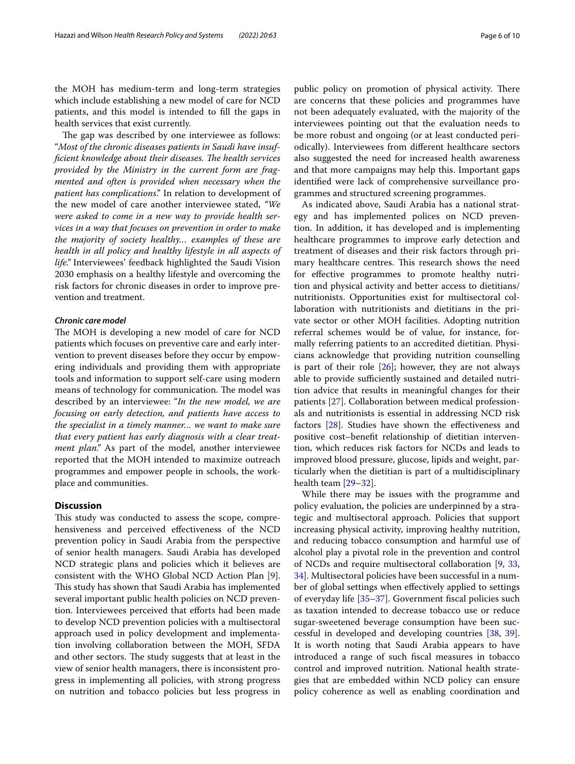the MOH has medium-term and long-term strategies which include establishing a new model of care for NCD patients, and this model is intended to fill the gaps in health services that exist currently.

The gap was described by one interviewee as follows: "*Most of the chronic diseases patients in Saudi have insufficient knowledge about their diseases. The health services provided by the Ministry in the current form are fragmented and often is provided when necessary when the patient has complications*." In relation to development of the new model of care another interviewee stated, "*We were asked to come in a new way to provide health services in a way that focuses on prevention in order to make the majority of society healthy… examples of these are health in all policy and healthy lifestyle in all aspects of life*." Interviewees' feedback highlighted the Saudi Vision 2030 emphasis on a healthy lifestyle and overcoming the risk factors for chronic diseases in order to improve prevention and treatment.

### *Chronic care model*

The MOH is developing a new model of care for NCD patients which focuses on preventive care and early intervention to prevent diseases before they occur by empowering individuals and providing them with appropriate tools and information to support self-care using modern means of technology for communication. The model was described by an interviewee: "*In the new model, we are focusing on early detection, and patients have access to the specialist in a timely manner… we want to make sure that every patient has early diagnosis with a clear treatment plan*." As part of the model, another interviewee reported that the MOH intended to maximize outreach programmes and empower people in schools, the workplace and communities.

## Discussion

This study was conducted to assess the scope, comprehensiveness and perceived effectiveness of the NCD prevention policy in Saudi Arabia from the perspective of senior health managers. Saudi Arabia has developed NCD strategic plans and policies which it believes are consistent with the WHO Global NCD Action Plan [9]. This study has shown that Saudi Arabia has implemented several important public health policies on NCD prevention. Interviewees perceived that efforts had been made to develop NCD prevention policies with a multisectoral approach used in policy development and implementation involving collaboration between the MOH, SFDA and other sectors. The study suggests that at least in the view of senior health managers, there is inconsistent progress in implementing all policies, with strong progress on nutrition and tobacco policies but less progress in public policy on promotion of physical activity. There are concerns that these policies and programmes have not been adequately evaluated, with the majority of the interviewees pointing out that the evaluation needs to be more robust and ongoing (or at least conducted periodically). Interviewees from different healthcare sectors also suggested the need for increased health awareness and that more campaigns may help this. Important gaps identified were lack of comprehensive surveillance programmes and structured screening programmes.

As indicated above, Saudi Arabia has a national strategy and has implemented polices on NCD prevention. In addition, it has developed and is implementing healthcare programmes to improve early detection and treatment of diseases and their risk factors through primary healthcare centres. This research shows the need for effective programmes to promote healthy nutrition and physical activity and better access to dietitians/nutritionists. Opportunities exist for multisectoral collaboration with nutritionists and dietitians in the private sector or other MOH facilities. Adopting nutrition referral schemes would be of value, for instance, formally referring patients to an accredited dietitian. Physicians acknowledge that providing nutrition counselling is part of their role [26]; however, they are not always able to provide sufficiently sustained and detailed nutrition advice that results in meaningful changes for their patients [27]. Collaboration between medical professionals and nutritionists is essential in addressing NCD risk factors [28]. Studies have shown the effectiveness and positive cost–benefit relationship of dietitian intervention, which reduces risk factors for NCDs and leads to improved blood pressure, glucose, lipids and weight, particularly when the dietitian is part of a multidisciplinary health team [29–32].

While there may be issues with the programme and policy evaluation, the policies are underpinned by a strategic and multisectoral approach. Policies that support increasing physical activity, improving healthy nutrition, and reducing tobacco consumption and harmful use of alcohol play a pivotal role in the prevention and control of NCDs and require multisectoral collaboration [9, 33, 34]. Multisectoral policies have been successful in a number of global settings when effectively applied to settings of everyday life [35–37]. Government fiscal policies such as taxation intended to decrease tobacco use or reduce sugar-sweetened beverage consumption have been successful in developed and developing countries [38, 39]. It is worth noting that Saudi Arabia appears to have introduced a range of such fiscal measures in tobacco control and improved nutrition. National health strategies that are embedded within NCD policy can ensure policy coherence as well as enabling coordination and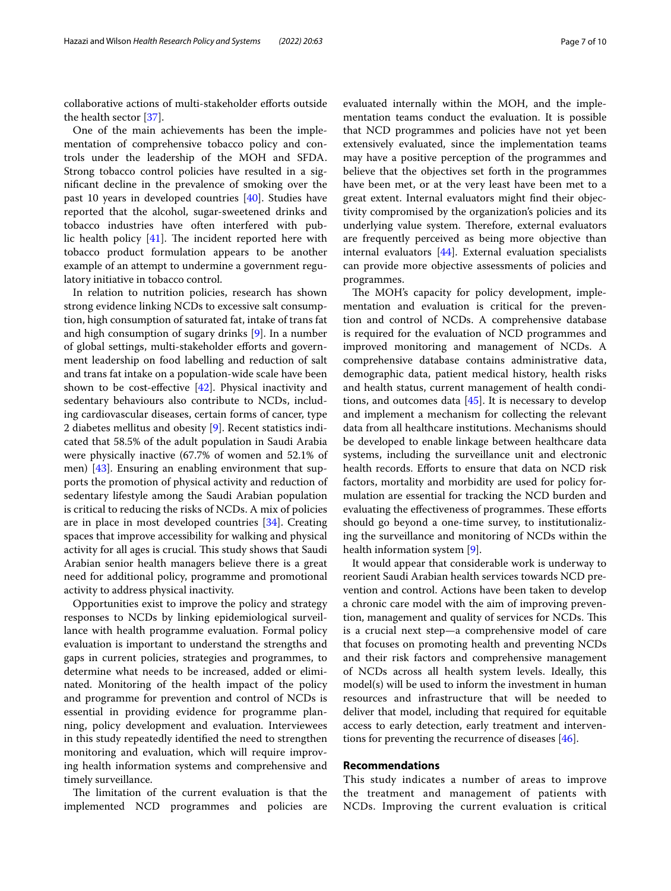collaborative actions of multi-stakeholder efforts outside the health sector [37].

One of the main achievements has been the implementation of comprehensive tobacco policy and controls under the leadership of the MOH and SFDA. Strong tobacco control policies have resulted in a significant decline in the prevalence of smoking over the past 10 years in developed countries [40]. Studies have reported that the alcohol, sugar-sweetened drinks and tobacco industries have often interfered with public health policy [41]. The incident reported here with tobacco product formulation appears to be another example of an attempt to undermine a government regulatory initiative in tobacco control.

In relation to nutrition policies, research has shown strong evidence linking NCDs to excessive salt consumption, high consumption of saturated fat, intake of trans fat and high consumption of sugary drinks [9]. In a number of global settings, multi-stakeholder efforts and government leadership on food labelling and reduction of salt and trans fat intake on a population-wide scale have been shown to be cost-effective [42]. Physical inactivity and sedentary behaviours also contribute to NCDs, including cardiovascular diseases, certain forms of cancer, type 2 diabetes mellitus and obesity [9]. Recent statistics indicated that 58.5% of the adult population in Saudi Arabia were physically inactive (67.7% of women and 52.1% of men) [43]. Ensuring an enabling environment that supports the promotion of physical activity and reduction of sedentary lifestyle among the Saudi Arabian population is critical to reducing the risks of NCDs. A mix of policies are in place in most developed countries [34]. Creating spaces that improve accessibility for walking and physical activity for all ages is crucial. This study shows that Saudi Arabian senior health managers believe there is a great need for additional policy, programme and promotional activity to address physical inactivity.

Opportunities exist to improve the policy and strategy responses to NCDs by linking epidemiological surveillance with health programme evaluation. Formal policy evaluation is important to understand the strengths and gaps in current policies, strategies and programmes, to determine what needs to be increased, added or eliminated. Monitoring of the health impact of the policy and programme for prevention and control of NCDs is essential in providing evidence for programme planning, policy development and evaluation. Interviewees in this study repeatedly identified the need to strengthen monitoring and evaluation, which will require improving health information systems and comprehensive and timely surveillance.

The limitation of the current evaluation is that the implemented NCD programmes and policies are evaluated internally within the MOH, and the implementation teams conduct the evaluation. It is possible that NCD programmes and policies have not yet been extensively evaluated, since the implementation teams may have a positive perception of the programmes and believe that the objectives set forth in the programmes have been met, or at the very least have been met to a great extent. Internal evaluators might find their objectivity compromised by the organization's policies and its underlying value system. Therefore, external evaluators are frequently perceived as being more objective than internal evaluators [44]. External evaluation specialists can provide more objective assessments of policies and programmes.

The MOH's capacity for policy development, implementation and evaluation is critical for the prevention and control of NCDs. A comprehensive database is required for the evaluation of NCD programmes and improved monitoring and management of NCDs. A comprehensive database contains administrative data, demographic data, patient medical history, health risks and health status, current management of health conditions, and outcomes data [45]. It is necessary to develop and implement a mechanism for collecting the relevant data from all healthcare institutions. Mechanisms should be developed to enable linkage between healthcare data systems, including the surveillance unit and electronic health records. Efforts to ensure that data on NCD risk factors, mortality and morbidity are used for policy formulation are essential for tracking the NCD burden and evaluating the effectiveness of programmes. These efforts should go beyond a one-time survey, to institutionalizing the surveillance and monitoring of NCDs within the health information system [9].

It would appear that considerable work is underway to reorient Saudi Arabian health services towards NCD prevention and control. Actions have been taken to develop a chronic care model with the aim of improving prevention, management and quality of services for NCDs. This is a crucial next step—a comprehensive model of care that focuses on promoting health and preventing NCDs and their risk factors and comprehensive management of NCDs across all health system levels. Ideally, this model(s) will be used to inform the investment in human resources and infrastructure that will be needed to deliver that model, including that required for equitable access to early detection, early treatment and interventions for preventing the recurrence of diseases [46].

## Recommendations

This study indicates a number of areas to improve the treatment and management of patients with NCDs. Improving the current evaluation is critical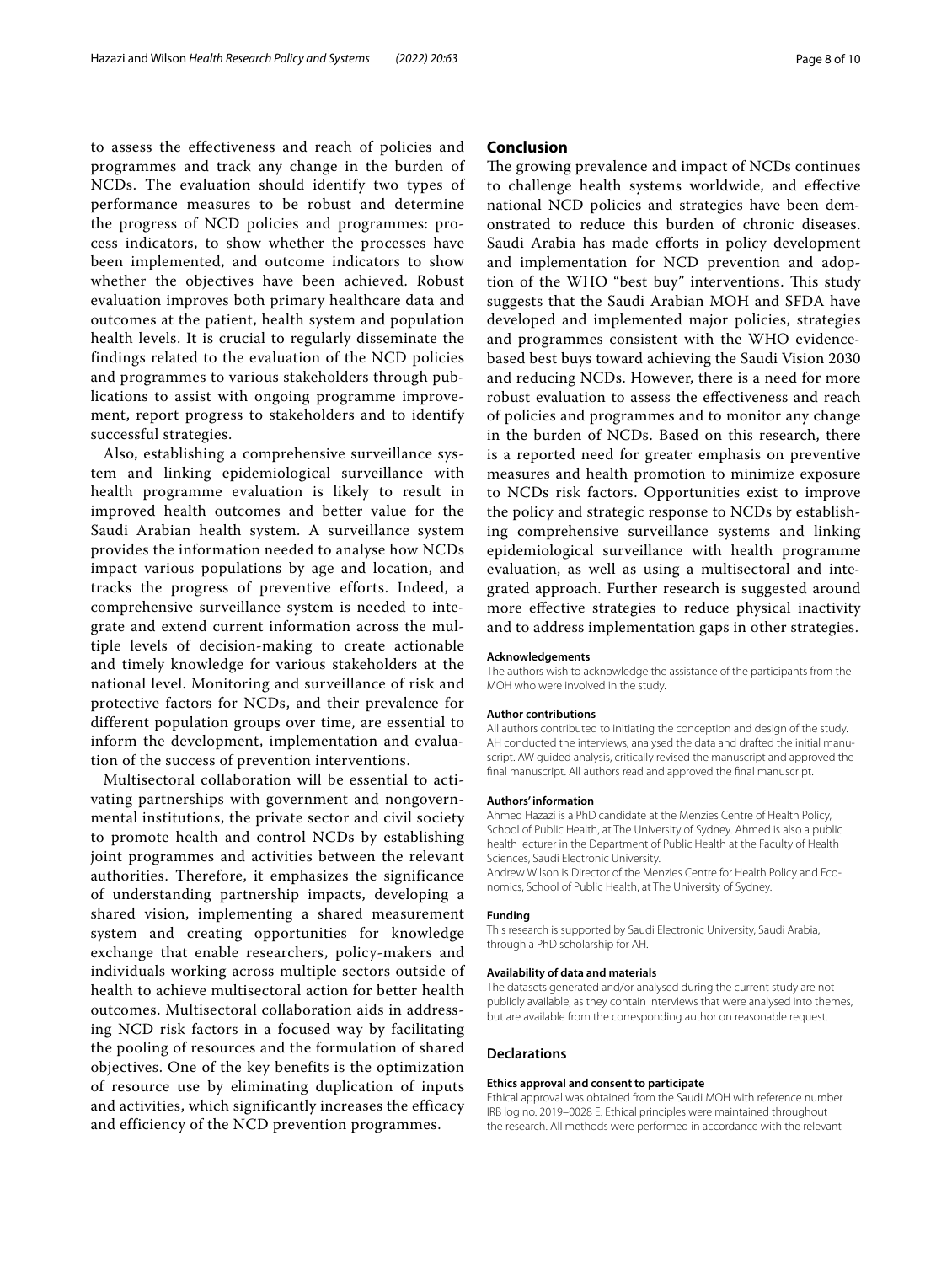to assess the effectiveness and reach of policies and programmes and track any change in the burden of NCDs. The evaluation should identify two types of performance measures to be robust and determine the progress of NCD policies and programmes: process indicators, to show whether the processes have been implemented, and outcome indicators to show whether the objectives have been achieved. Robust evaluation improves both primary healthcare data and outcomes at the patient, health system and population health levels. It is crucial to regularly disseminate the findings related to the evaluation of the NCD policies and programmes to various stakeholders through publications to assist with ongoing programme improvement, report progress to stakeholders and to identify successful strategies.

Also, establishing a comprehensive surveillance system and linking epidemiological surveillance with health programme evaluation is likely to result in improved health outcomes and better value for the Saudi Arabian health system. A surveillance system provides the information needed to analyse how NCDs impact various populations by age and location, and tracks the progress of preventive efforts. Indeed, a comprehensive surveillance system is needed to integrate and extend current information across the multiple levels of decision-making to create actionable and timely knowledge for various stakeholders at the national level. Monitoring and surveillance of risk and protective factors for NCDs, and their prevalence for different population groups over time, are essential to inform the development, implementation and evaluation of the success of prevention interventions.

Multisectoral collaboration will be essential to activating partnerships with government and nongovernmental institutions, the private sector and civil society to promote health and control NCDs by establishing joint programmes and activities between the relevant authorities. Therefore, it emphasizes the significance of understanding partnership impacts, developing a shared vision, implementing a shared measurement system and creating opportunities for knowledge exchange that enable researchers, policy-makers and individuals working across multiple sectors outside of health to achieve multisectoral action for better health outcomes. Multisectoral collaboration aids in addressing NCD risk factors in a focused way by facilitating the pooling of resources and the formulation of shared objectives. One of the key benefits is the optimization of resource use by eliminating duplication of inputs and activities, which significantly increases the efficacy and efficiency of the NCD prevention programmes.

## Conclusion

The growing prevalence and impact of NCDs continues to challenge health systems worldwide, and effective national NCD policies and strategies have been demonstrated to reduce this burden of chronic diseases. Saudi Arabia has made efforts in policy development and implementation for NCD prevention and adoption of the WHO "best buy" interventions. This study suggests that the Saudi Arabian MOH and SFDA have developed and implemented major policies, strategies and programmes consistent with the WHO evidence-based best buys toward achieving the Saudi Vision 2030 and reducing NCDs. However, there is a need for more robust evaluation to assess the effectiveness and reach of policies and programmes and to monitor any change in the burden of NCDs. Based on this research, there is a reported need for greater emphasis on preventive measures and health promotion to minimize exposure to NCDs risk factors. Opportunities exist to improve the policy and strategic response to NCDs by establishing comprehensive surveillance systems and linking epidemiological surveillance with health programme evaluation, as well as using a multisectoral and integrated approach. Further research is suggested around more effective strategies to reduce physical inactivity and to address implementation gaps in other strategies.

#### Acknowledgements

The authors wish to acknowledge the assistance of the participants from the MOH who were involved in the study.

#### Author contributions

All authors contributed to initiating the conception and design of the study. AH conducted the interviews, analysed the data and drafted the initial manuscript. AW guided analysis, critically revised the manuscript and approved the final manuscript. All authors read and approved the final manuscript.

#### Authors' information

Ahmed Hazazi is a PhD candidate at the Menzies Centre of Health Policy, School of Public Health, at The University of Sydney. Ahmed is also a public health lecturer in the Department of Public Health at the Faculty of Health Sciences, Saudi Electronic University.

Andrew Wilson is Director of the Menzies Centre for Health Policy and Economics, School of Public Health, at The University of Sydney.

#### Funding

This research is supported by Saudi Electronic University, Saudi Arabia, through a PhD scholarship for AH.

#### Availability of data and materials

The datasets generated and/or analysed during the current study are not publicly available, as they contain interviews that were analysed into themes, but are available from the corresponding author on reasonable request.

### Declarations

#### Ethics approval and consent to participate

Ethical approval was obtained from the Saudi MOH with reference number IRB log no. 2019–0028 E. Ethical principles were maintained throughout the research. All methods were performed in accordance with the relevant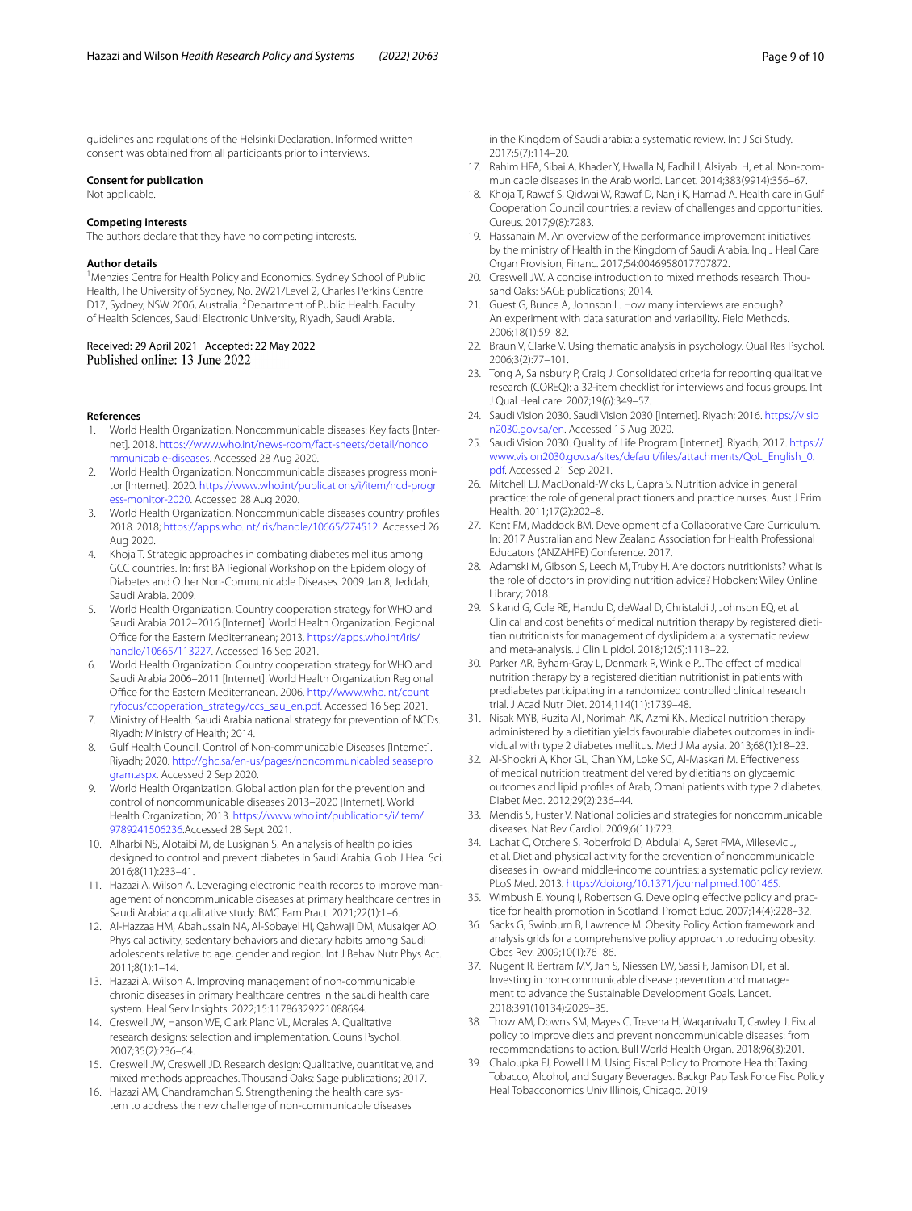guidelines and regulations of the Helsinki Declaration. Informed written consent was obtained from all participants prior to interviews.

### Consent for publication
Not applicable.

### Competing interests
The authors declare that they have no competing interests.

### Author details
[1] Menzies Centre for Health Policy and Economics, Sydney School of Public Health, The University of Sydney, No. 2W21/Level 2, Charles Perkins Centre D17, Sydney, NSW 2006, Australia. [2] Department of Public Health, Faculty of Health Sciences, Saudi Electronic University, Riyadh, Saudi Arabia.

Received: 29 April 2021 Accepted: 22 May 2022
Published online: 13 June 2022

### References

1. World Health Organization. Noncommunicable diseases: Key facts [Internet]. 2018. https://www.who.int/news-room/fact-sheets/detail/noncommunicable-diseases. Accessed 28 Aug 2020.
2. World Health Organization. Noncommunicable diseases progress monitor [Internet]. 2020. https://www.who.int/publications/i/item/ncd-progress-monitor-2020. Accessed 28 Aug 2020.
3. World Health Organization. Noncommunicable diseases country profiles 2018. 2018; https://apps.who.int/iris/handle/10665/274512. Accessed 26 Aug 2020.
4. Khoja T. Strategic approaches in combating diabetes mellitus among GCC countries. In: first BA Regional Workshop on the Epidemiology of Diabetes and Other Non-Communicable Diseases. 2009 Jan 8; Jeddah, Saudi Arabia. 2009.
5. World Health Organization. Country cooperation strategy for WHO and Saudi Arabia 2012–2016 [Internet]. World Health Organization. Regional Office for the Eastern Mediterranean; 2013. https://apps.who.int/iris/handle/10665/113227. Accessed 16 Sep 2021.
6. World Health Organization. Country cooperation strategy for WHO and Saudi Arabia 2006–2011 [Internet]. World Health Organization Regional Office for the Eastern Mediterranean. 2006. http://www.who.int/countryfocus/cooperation_strategy/ccs_sau_en.pdf. Accessed 16 Sep 2021.
7. Ministry of Health. Saudi Arabia national strategy for prevention of NCDs. Riyadh: Ministry of Health; 2014.
8. Gulf Health Council. Control of Non-communicable Diseases [Internet]. Riyadh; 2020. http://ghc.sa/en-us/pages/noncommunicablediseaseprogram.aspx. Accessed 2 Sep 2020.
9. World Health Organization. Global action plan for the prevention and control of noncommunicable diseases 2013–2020 [Internet]. World Health Organization; 2013. https://www.who.int/publications/i/item/9789241506236.Accessed 28 Sept 2021.
10. Alharbi NS, Alotaibi M, de Lusignan S. An analysis of health policies designed to control and prevent diabetes in Saudi Arabia. Glob J Heal Sci. 2016;8(11):233–41.
11. Hazazi A, Wilson A. Leveraging electronic health records to improve management of noncommunicable diseases at primary healthcare centres in Saudi Arabia: a qualitative study. BMC Fam Pract. 2021;22(1):1–6.
12. Al-Hazzaa HM, Abahussain NA, Al-Sobayel HI, Qahwaji DM, Musaiger AO. Physical activity, sedentary behaviors and dietary habits among Saudi adolescents relative to age, gender and region. Int J Behav Nutr Phys Act. 2011;8(1):1–14.
13. Hazazi A, Wilson A. Improving management of non-communicable chronic diseases in primary healthcare centres in the saudi health care system. Heal Serv Insights. 2022;15:11786329221088694.
14. Creswell JW, Hanson WE, Clark Plano VL, Morales A. Qualitative research designs: selection and implementation. Couns Psychol. 2007;35(2):236–64.
15. Creswell JW, Creswell JD. Research design: Qualitative, quantitative, and mixed methods approaches. Thousand Oaks: Sage publications; 2017.
16. Hazazi AM, Chandramohan S. Strengthening the health care system to address the new challenge of non-communicable diseases in the Kingdom of Saudi arabia: a systematic review. Int J Sci Study. 2017;5(7):114–20.
17. Rahim HFA, Sibai A, Khader Y, Hwalla N, Fadhil I, Alsiyabi H, et al. Non-communicable diseases in the Arab world. Lancet. 2014;383(9914):356–67.
18. Khoja T, Rawaf S, Qidwai W, Rawaf D, Nanji K, Hamad A. Health care in Gulf Cooperation Council countries: a review of challenges and opportunities. Cureus. 2017;9(8):7283.
19. Hassanain M. An overview of the performance improvement initiatives by the ministry of Health in the Kingdom of Saudi Arabia. Inq J Heal Care Organ Provision, Financ. 2017;54:0046958017707872.
20. Creswell JW. A concise introduction to mixed methods research. Thousand Oaks: SAGE publications; 2014.
21. Guest G, Bunce A, Johnson L. How many interviews are enough? An experiment with data saturation and variability. Field Methods. 2006;18(1):59–82.
22. Braun V, Clarke V. Using thematic analysis in psychology. Qual Res Psychol. 2006;3(2):77–101.
23. Tong A, Sainsbury P, Craig J. Consolidated criteria for reporting qualitative research (COREQ): a 32-item checklist for interviews and focus groups. Int J Qual Heal care. 2007;19(6):349–57.
24. Saudi Vision 2030. Saudi Vision 2030 [Internet]. Riyadh; 2016. https://vision2030.gov.sa/en. Accessed 15 Aug 2020.
25. Saudi Vision 2030. Quality of Life Program [Internet]. Riyadh; 2017. https://www.vision2030.gov.sa/sites/default/files/attachments/QoL_English_0.pdf. Accessed 21 Sep 2021.
26. Mitchell LJ, MacDonald-Wicks L, Capra S. Nutrition advice in general practice: the role of general practitioners and practice nurses. Aust J Prim Health. 2011;17(2):202–8.
27. Kent FM, Maddock BM. Development of a Collaborative Care Curriculum. In: 2017 Australian and New Zealand Association for Health Professional Educators (ANZAHPE) Conference. 2017.
28. Adamski M, Gibson S, Leech M, Truby H. Are doctors nutritionists? What is the role of doctors in providing nutrition advice? Hoboken: Wiley Online Library; 2018.
29. Sikand G, Cole RE, Handu D, deWaal D, Christaldi J, Johnson EQ, et al. Clinical and cost benefits of medical nutrition therapy by registered dietitian nutritionists for management of dyslipidemia: a systematic review and meta-analysis. J Clin Lipidol. 2018;12(5):1113–22.
30. Parker AR, Byham-Gray L, Denmark R, Winkle PJ. The effect of medical nutrition therapy by a registered dietitian nutritionist in patients with prediabetes participating in a randomized controlled clinical research trial. J Acad Nutr Diet. 2014;114(11):1739–48.
31. Nisak MYB, Ruzita AT, Norimah AK, Azmi KN. Medical nutrition therapy administered by a dietitian yields favourable diabetes outcomes in individual with type 2 diabetes mellitus. Med J Malaysia. 2013;68(1):18–23.
32. Al-Shookri A, Khor GL, Chan YM, Loke SC, Al-Maskari M. Effectiveness of medical nutrition treatment delivered by dietitians on glycaemic outcomes and lipid profiles of Arab, Omani patients with type 2 diabetes. Diabet Med. 2012;29(2):236–44.
33. Mendis S, Fuster V. National policies and strategies for noncommunicable diseases. Nat Rev Cardiol. 2009;6(11):723.
34. Lachat C, Otchere S, Roberfroid D, Abdulai A, Seret FMA, Milesevic J, et al. Diet and physical activity for the prevention of noncommunicable diseases in low-and middle-income countries: a systematic policy review. PLoS Med. 2013. https://doi.org/10.1371/journal.pmed.1001465.
35. Wimbush E, Young I, Robertson G. Developing effective policy and practice for health promotion in Scotland. Promot Educ. 2007;14(4):228–32.
36. Sacks G, Swinburn B, Lawrence M. Obesity Policy Action framework and analysis grids for a comprehensive policy approach to reducing obesity. Obes Rev. 2009;10(1):76–86.
37. Nugent R, Bertram MY, Jan S, Niessen LW, Sassi F, Jamison DT, et al. Investing in non-communicable disease prevention and management to advance the Sustainable Development Goals. Lancet. 2018;391(10134):2029–35.
38. Thow AM, Downs SM, Mayes C, Trevena H, Waqanivalu T, Cawley J. Fiscal policy to improve diets and prevent noncommunicable diseases: from recommendations to action. Bull World Health Organ. 2018;96(3):201.
39. Chaloupka FJ, Powell LM. Using Fiscal Policy to Promote Health: Taxing Tobacco, Alcohol, and Sugary Beverages. Backgr Pap Task Force Fisc Policy Heal Tobacconomics Univ Illinois, Chicago. 2019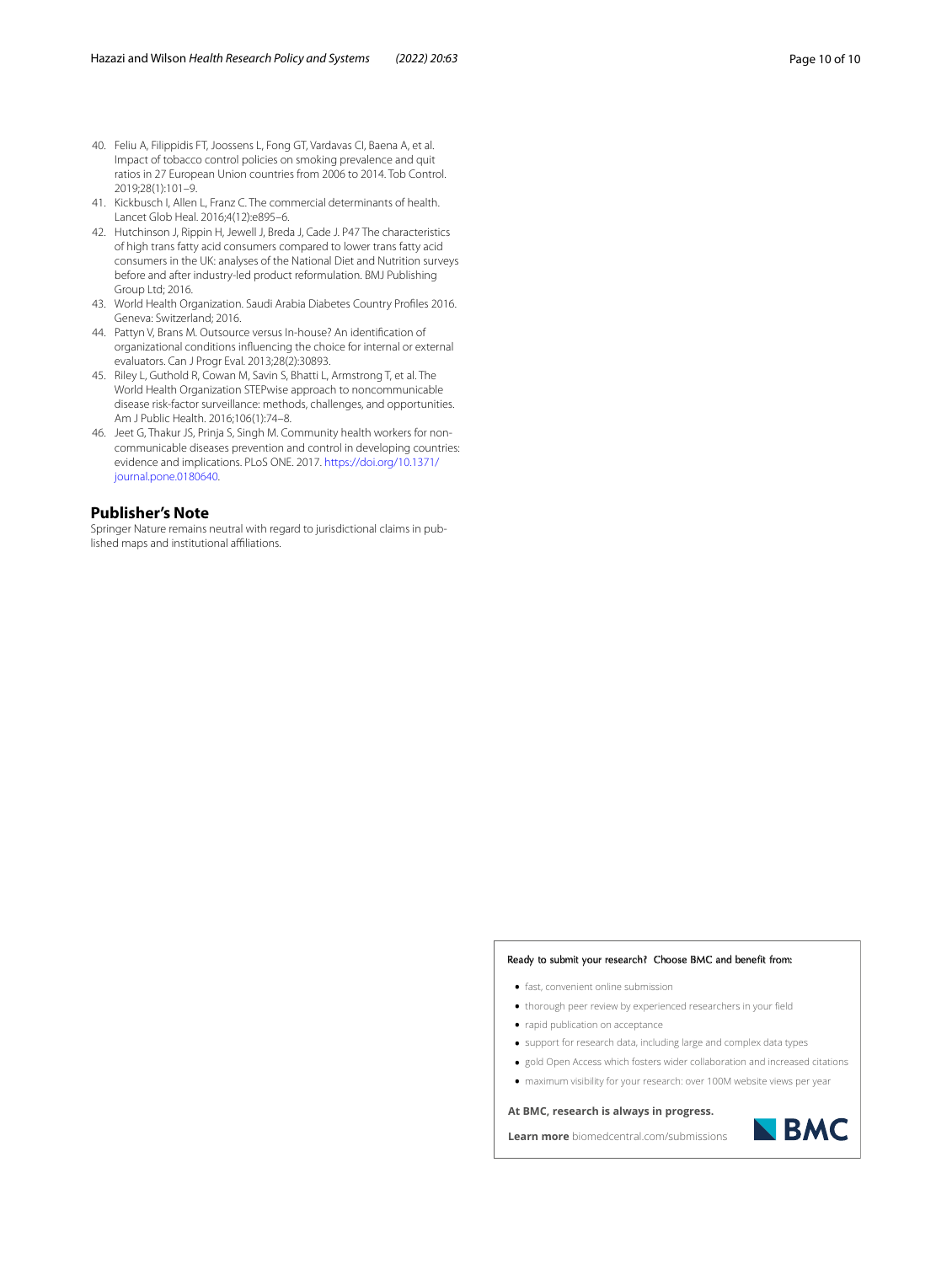40. Feliu A, Filippidis FT, Joossens L, Fong GT, Vardavas CI, Baena A, et al. Impact of tobacco control policies on smoking prevalence and quit ratios in 27 European Union countries from 2006 to 2014. Tob Control. 2019;28(1):101–9.
41. Kickbusch I, Allen L, Franz C. The commercial determinants of health. Lancet Glob Heal. 2016;4(12):e895–6.
42. Hutchinson J, Rippin H, Jewell J, Breda J, Cade J. P47 The characteristics of high trans fatty acid consumers compared to lower trans fatty acid consumers in the UK: analyses of the National Diet and Nutrition surveys before and after industry-led product reformulation. BMJ Publishing Group Ltd; 2016.
43. World Health Organization. Saudi Arabia Diabetes Country Profiles 2016. Geneva: Switzerland; 2016.
44. Pattyn V, Brans M. Outsource versus In-house? An identification of organizational conditions influencing the choice for internal or external evaluators. Can J Progr Eval. 2013;28(2):30893.
45. Riley L, Guthold R, Cowan M, Savin S, Bhatti L, Armstrong T, et al. The World Health Organization STEPwise approach to noncommunicable disease risk-factor surveillance: methods, challenges, and opportunities. Am J Public Health. 2016;106(1):74–8.
46. Jeet G, Thakur JS, Prinja S, Singh M. Community health workers for non-communicable diseases prevention and control in developing countries: evidence and implications. PLoS ONE. 2017. https://doi.org/10.1371/journal.pone.0180640.

## Publisher's Note

Springer Nature remains neutral with regard to jurisdictional claims in published maps and institutional affiliations.

Ready to submit your research? Choose BMC and benefit from:

- fast, convenient online submission
- thorough peer review by experienced researchers in your field
- rapid publication on acceptance
- support for research data, including large and complex data types
- gold Open Access which fosters wider collaboration and increased citations
- maximum visibility for your research: over 100M website views per year

**At BMC, research is always in progress.**

**Learn more** biomedcentral.com/submissions

BMC